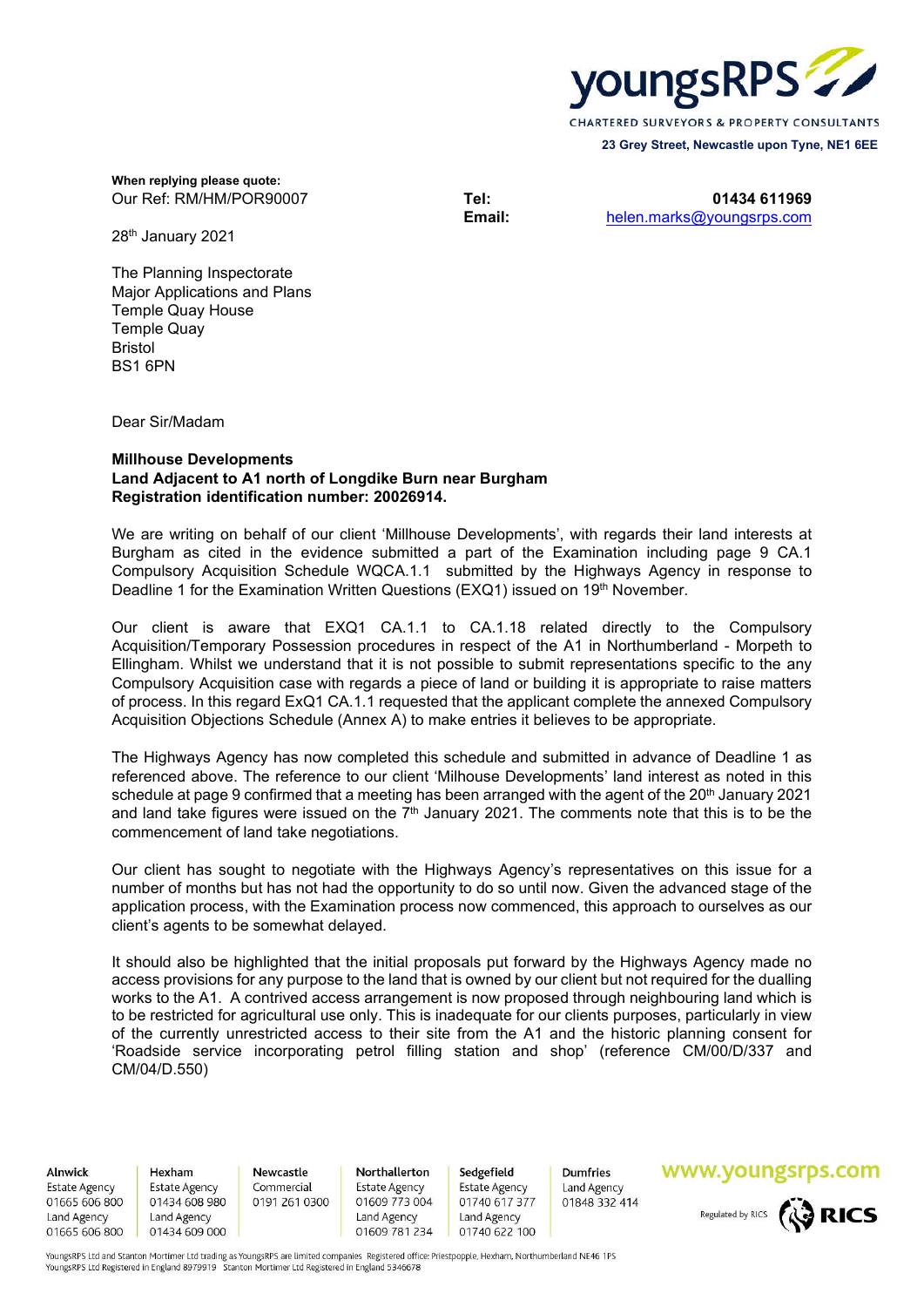youngsRPS

CHARTERED SURVEYORS & PROPERTY CONSULTANTS

**23 Grey Street, Newcastle upon Tyne, NE1 6EE**

**When replying please quote:**
Our Ref: RM/HM/POR90007

**Tel:** 01434 611969
**Email:** helen.marks@youngsrps.com

28th January 2021

The Planning Inspectorate
Major Applications and Plans
Temple Quay House
Temple Quay
Bristol
BS1 6PN

Dear Sir/Madam

**Millhouse Developments**
**Land Adjacent to A1 north of Longdike Burn near Burgham**
**Registration identification number: 20026914.**

We are writing on behalf of our client 'Millhouse Developments', with regards their land interests at Burgham as cited in the evidence submitted a part of the Examination including page 9 CA.1 Compulsory Acquisition Schedule WQCA.1.1 submitted by the Highways Agency in response to Deadline 1 for the Examination Written Questions (EXQ1) issued on 19th November.

Our client is aware that EXQ1 CA.1.1 to CA.1.18 related directly to the Compulsory Acquisition/Temporary Possession procedures in respect of the A1 in Northumberland - Morpeth to Ellingham. Whilst we understand that it is not possible to submit representations specific to the any Compulsory Acquisition case with regards a piece of land or building it is appropriate to raise matters of process. In this regard ExQ1 CA.1.1 requested that the applicant complete the annexed Compulsory Acquisition Objections Schedule (Annex A) to make entries it believes to be appropriate.

The Highways Agency has now completed this schedule and submitted in advance of Deadline 1 as referenced above. The reference to our client 'Milhouse Developments' land interest as noted in this schedule at page 9 confirmed that a meeting has been arranged with the agent of the 20th January 2021 and land take figures were issued on the 7th January 2021. The comments note that this is to be the commencement of land take negotiations.

Our client has sought to negotiate with the Highways Agency's representatives on this issue for a number of months but has not had the opportunity to do so until now. Given the advanced stage of the application process, with the Examination process now commenced, this approach to ourselves as our client's agents to be somewhat delayed.

It should also be highlighted that the initial proposals put forward by the Highways Agency made no access provisions for any purpose to the land that is owned by our client but not required for the dualling works to the A1. A contrived access arrangement is now proposed through neighbouring land which is to be restricted for agricultural use only. This is inadequate for our clients purposes, particularly in view of the currently unrestricted access to their site from the A1 and the historic planning consent for 'Roadside service incorporating petrol filling station and shop' (reference CM/00/D/337 and CM/04/D.550)

| Alnwick | Hexham | Newcastle | Northallerton | Sedgefield | Dumfries |
|---|---|---|---|---|---|
| Estate Agency | Estate Agency | Commercial | Estate Agency | Estate Agency | Land Agency |
| 01665 606 800 | 01434 608 980 | 0191 261 0300 | 01609 773 004 | 01740 617 377 | 01848 332 414 |
| Land Agency | Land Agency | | Land Agency | Land Agency | |
| 01665 606 800 | 01434 609 000 | | 01609 781 234 | 01740 622 100 | |

www.youngsrps.com

Regulated by RICS

YoungsRPS Ltd and Stanton Mortimer Ltd trading as YoungsRPS are limited companies Registered office: Priestpopple, Hexham, Northumberland NE46 1PS
YoungsRPS Ltd Registered in England 8979919 Stanton Mortimer Ltd Registered in England 5346678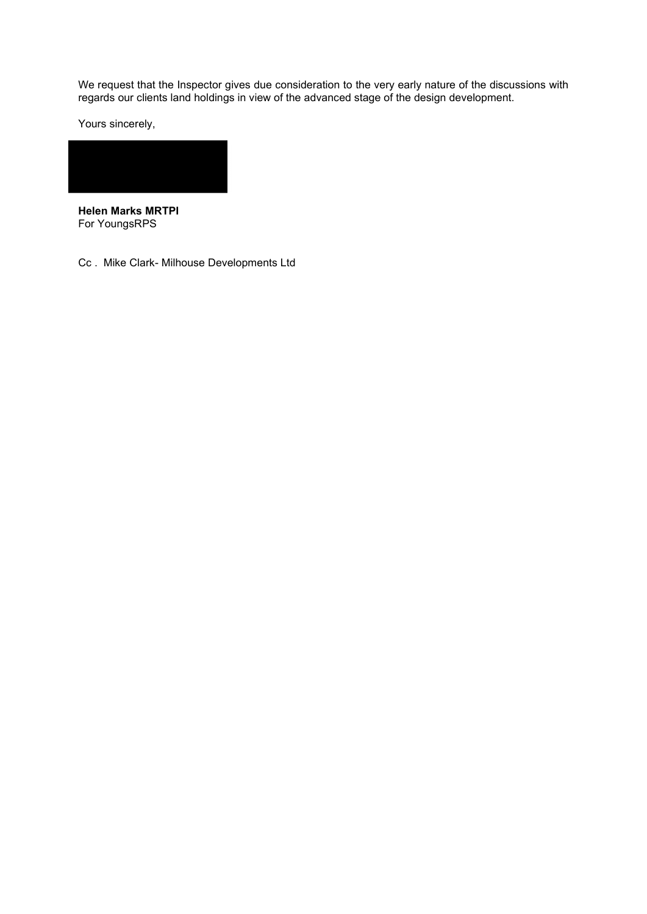We request that the Inspector gives due consideration to the very early nature of the discussions with regards our clients land holdings in view of the advanced stage of the design development.

Yours sincerely,

**Helen Marks MRTPI**
For YoungsRPS

Cc . Mike Clark- Milhouse Developments Ltd